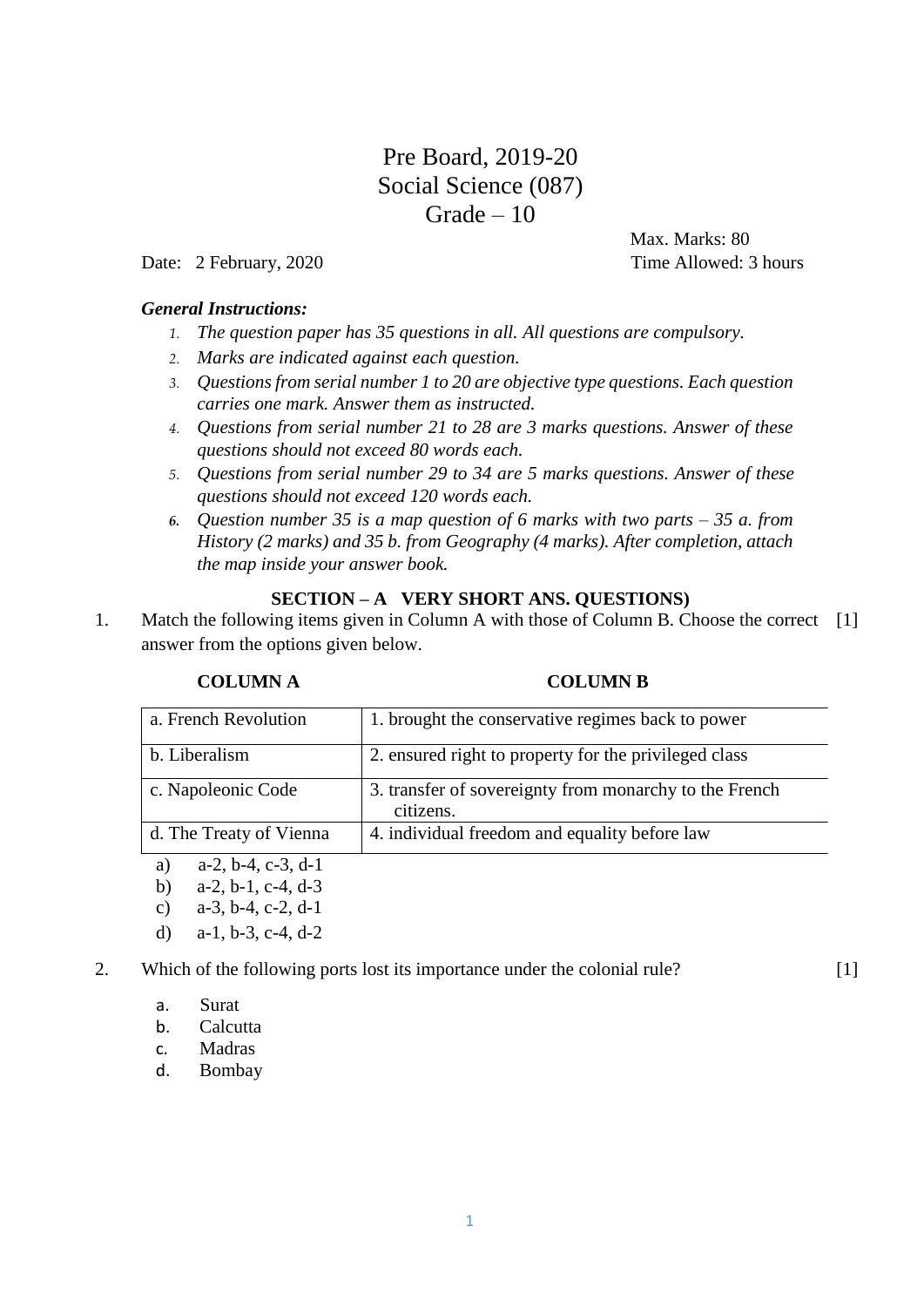# Pre Board, 2019-20
# Social Science (087)
# Grade – 10

Max. Marks: 80

Date: 2 February, 2020 Time Allowed: 3 hours

***General Instructions:***

1. *The question paper has 35 questions in all. All questions are compulsory.*
2. *Marks are indicated against each question.*
3. *Questions from serial number 1 to 20 are objective type questions. Each question carries one mark. Answer them as instructed.*
4. *Questions from serial number 21 to 28 are 3 marks questions. Answer of these questions should not exceed 80 words each.*
5. *Questions from serial number 29 to 34 are 5 marks questions. Answer of these questions should not exceed 120 words each.*
6. *Question number 35 is a map question of 6 marks with two parts – 35 a. from History (2 marks) and 35 b. from Geography (4 marks). After completion, attach the map inside your answer book.*

## SECTION – A VERY SHORT ANS. QUESTIONS)

1. Match the following items given in Column A with those of Column B. Choose the correct answer from the options given below. [1]

| COLUMN A | COLUMN B |
|---|---|
| a. French Revolution | 1. brought the conservative regimes back to power |
| b. Liberalism | 2. ensured right to property for the privileged class |
| c. Napoleonic Code | 3. transfer of sovereignty from monarchy to the French citizens. |
| d. The Treaty of Vienna | 4. individual freedom and equality before law |

   a) a-2, b-4, c-3, d-1
   b) a-2, b-1, c-4, d-3
   c) a-3, b-4, c-2, d-1
   d) a-1, b-3, c-4, d-2

2. Which of the following ports lost its importance under the colonial rule? [1]

   a. Surat
   b. Calcutta
   c. Madras
   d. Bombay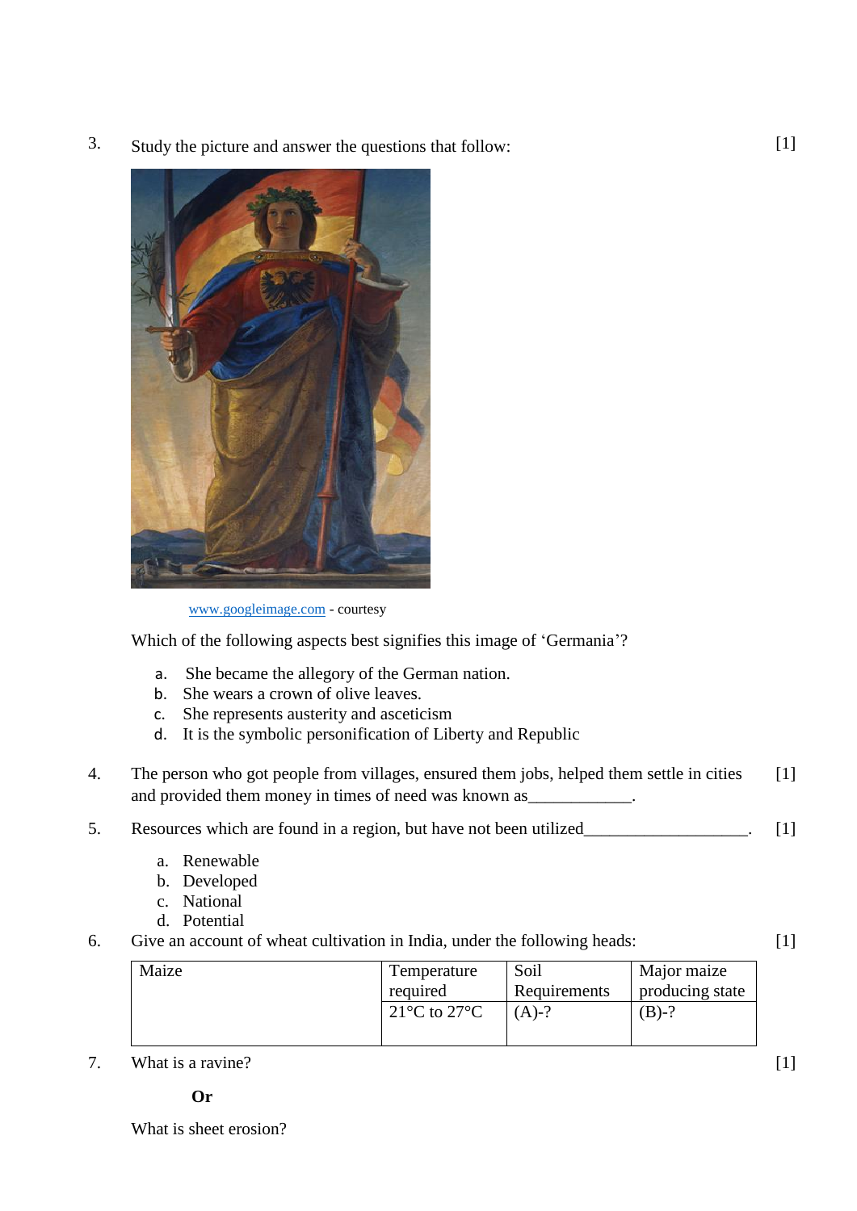3. Study the picture and answer the questions that follow: [1]

www.googleimage.com - courtesy

Which of the following aspects best signifies this image of 'Germania'?

a. She became the allegory of the German nation.
b. She wears a crown of olive leaves.
c. She represents austerity and asceticism
d. It is the symbolic personification of Liberty and Republic

4. The person who got people from villages, ensured them jobs, helped them settle in cities and provided them money in times of need was known as____________. [1]

5. Resources which are found in a region, but have not been utilized___________________. [1]

a. Renewable
b. Developed
c. National
d. Potential

6. Give an account of wheat cultivation in India, under the following heads: [1]

| Maize | Temperature required | Soil Requirements | Major maize producing state |
|---|---|---|---|
| | 21°C to 27°C | (A)-? | (B)-? |

7. What is a ravine? [1]

**Or**

What is sheet erosion?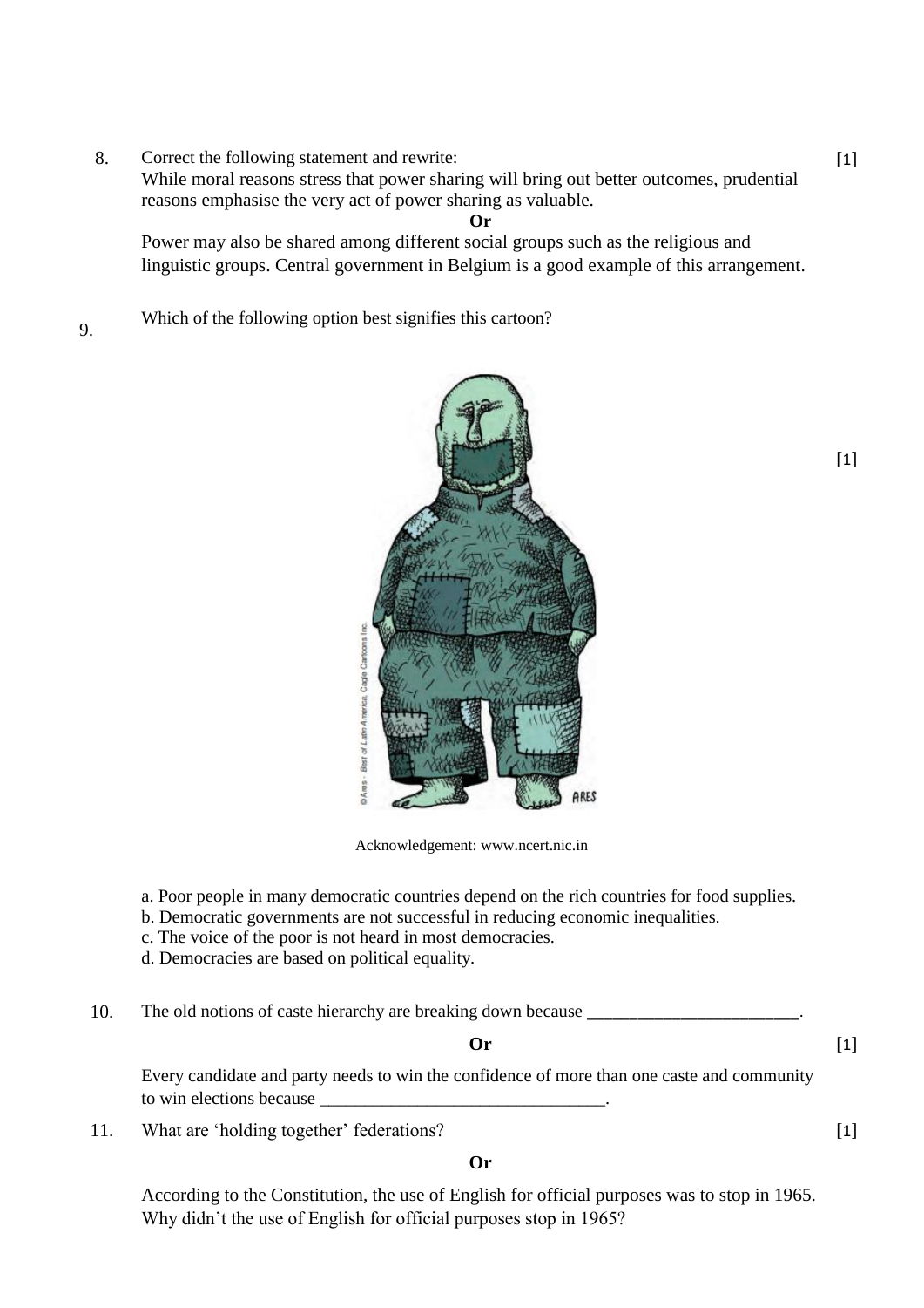8. Correct the following statement and rewrite: [1]
While moral reasons stress that power sharing will bring out better outcomes, prudential reasons emphasise the very act of power sharing as valuable.

**Or**

Power may also be shared among different social groups such as the religious and linguistic groups. Central government in Belgium is a good example of this arrangement.

9. Which of the following option best signifies this cartoon? [1]

Acknowledgement: www.ncert.nic.in

a. Poor people in many democratic countries depend on the rich countries for food supplies.
b. Democratic governments are not successful in reducing economic inequalities.
c. The voice of the poor is not heard in most democracies.
d. Democracies are based on political equality.

10. The old notions of caste hierarchy are breaking down because ________________________. [1]

**Or**

Every candidate and party needs to win the confidence of more than one caste and community to win elections because ________________________________.

11. What are 'holding together' federations? [1]

**Or**

According to the Constitution, the use of English for official purposes was to stop in 1965. Why didn't the use of English for official purposes stop in 1965?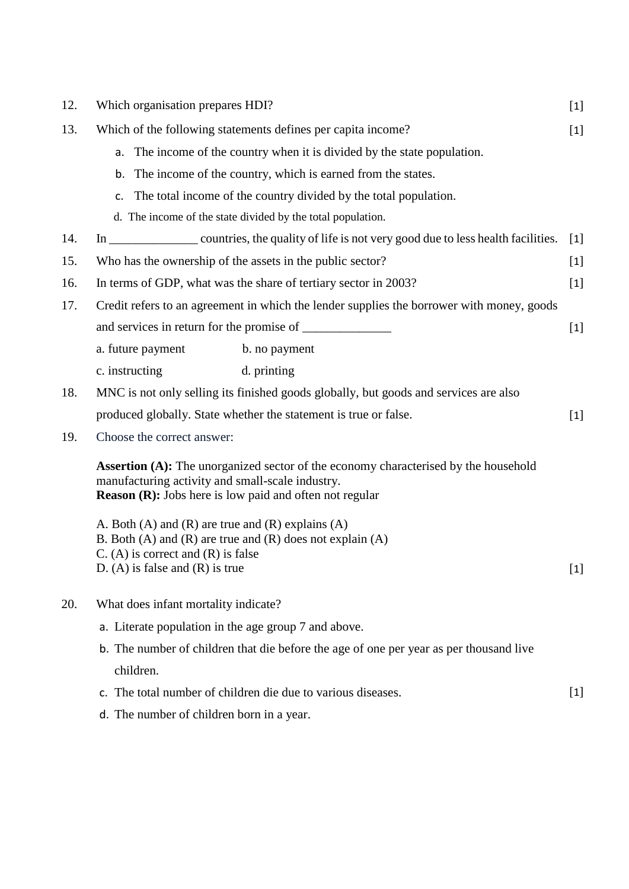12. Which organisation prepares HDI? [1]

13. Which of the following statements defines per capita income? [1]

    a. The income of the country when it is divided by the state population.

    b. The income of the country, which is earned from the states.

    c. The total income of the country divided by the total population.

    d. The income of the state divided by the total population.

14. In ______________ countries, the quality of life is not very good due to less health facilities. [1]

15. Who has the ownership of the assets in the public sector? [1]

16. In terms of GDP, what was the share of tertiary sector in 2003? [1]

17. Credit refers to an agreement in which the lender supplies the borrower with money, goods and services in return for the promise of ______________ [1]

    a. future payment b. no payment

    c. instructing d. printing

18. MNC is not only selling its finished goods globally, but goods and services are also produced globally. State whether the statement is true or false. [1]

19. Choose the correct answer:

    **Assertion (A):** The unorganized sector of the economy characterised by the household manufacturing activity and small-scale industry.
    **Reason (R):** Jobs here is low paid and often not regular

    A. Both (A) and (R) are true and (R) explains (A)
    B. Both (A) and (R) are true and (R) does not explain (A)
    C. (A) is correct and (R) is false
    D. (A) is false and (R) is true [1]

20. What does infant mortality indicate? [1]

    a. Literate population in the age group 7 and above.

    b. The number of children that die before the age of one per year as per thousand live children.

    c. The total number of children die due to various diseases.

    d. The number of children born in a year.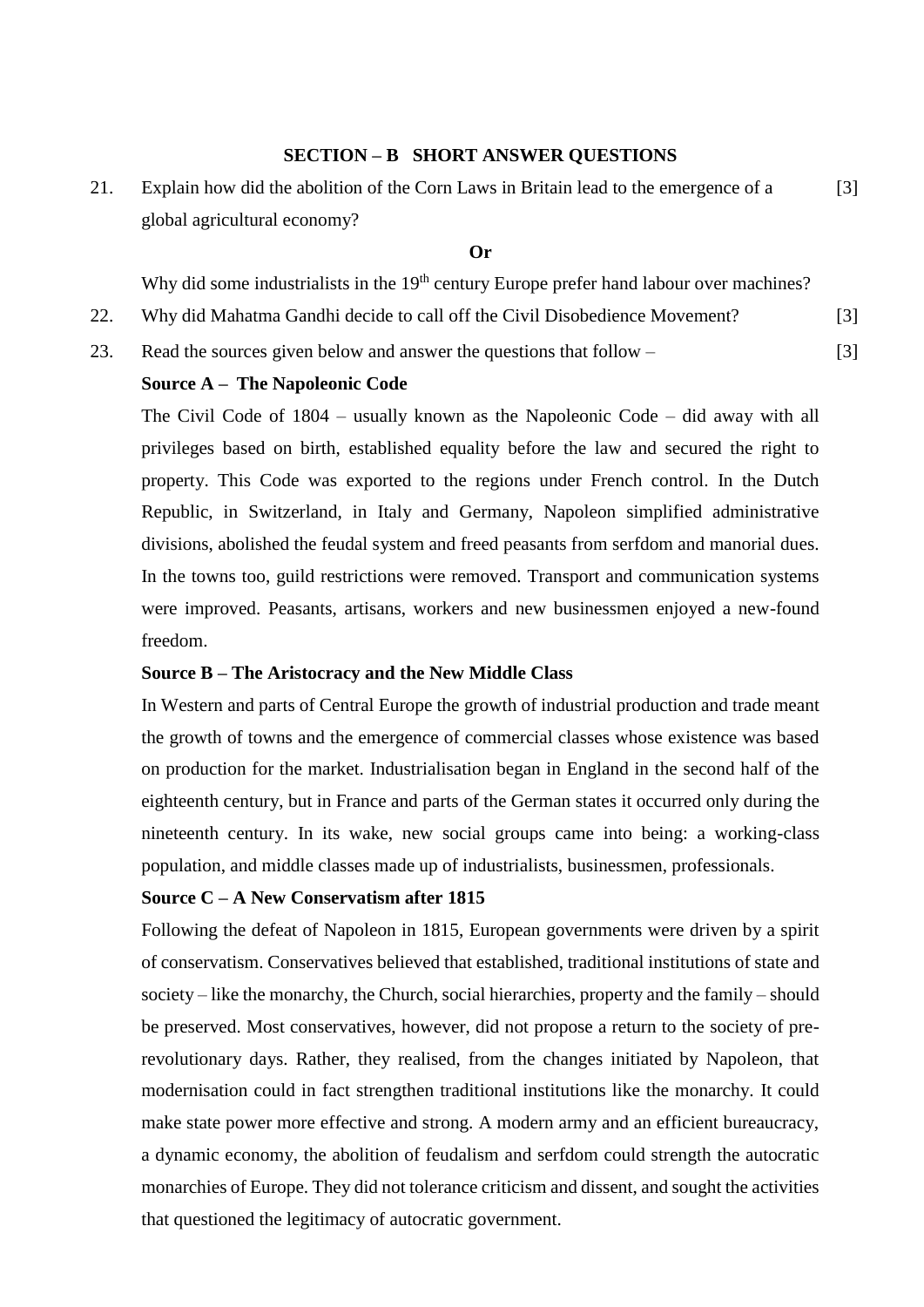## SECTION – B SHORT ANSWER QUESTIONS

21. Explain how did the abolition of the Corn Laws in Britain lead to the emergence of a global agricultural economy? [3]

**Or**

Why did some industrialists in the 19th century Europe prefer hand labour over machines?

22. Why did Mahatma Gandhi decide to call off the Civil Disobedience Movement? [3]

23. Read the sources given below and answer the questions that follow – [3]

**Source A – The Napoleonic Code**

The Civil Code of 1804 – usually known as the Napoleonic Code – did away with all privileges based on birth, established equality before the law and secured the right to property. This Code was exported to the regions under French control. In the Dutch Republic, in Switzerland, in Italy and Germany, Napoleon simplified administrative divisions, abolished the feudal system and freed peasants from serfdom and manorial dues. In the towns too, guild restrictions were removed. Transport and communication systems were improved. Peasants, artisans, workers and new businessmen enjoyed a new-found freedom.

**Source B – The Aristocracy and the New Middle Class**

In Western and parts of Central Europe the growth of industrial production and trade meant the growth of towns and the emergence of commercial classes whose existence was based on production for the market. Industrialisation began in England in the second half of the eighteenth century, but in France and parts of the German states it occurred only during the nineteenth century. In its wake, new social groups came into being: a working-class population, and middle classes made up of industrialists, businessmen, professionals.

**Source C – A New Conservatism after 1815**

Following the defeat of Napoleon in 1815, European governments were driven by a spirit of conservatism. Conservatives believed that established, traditional institutions of state and society – like the monarchy, the Church, social hierarchies, property and the family – should be preserved. Most conservatives, however, did not propose a return to the society of pre-revolutionary days. Rather, they realised, from the changes initiated by Napoleon, that modernisation could in fact strengthen traditional institutions like the monarchy. It could make state power more effective and strong. A modern army and an efficient bureaucracy, a dynamic economy, the abolition of feudalism and serfdom could strength the autocratic monarchies of Europe. They did not tolerance criticism and dissent, and sought the activities that questioned the legitimacy of autocratic government.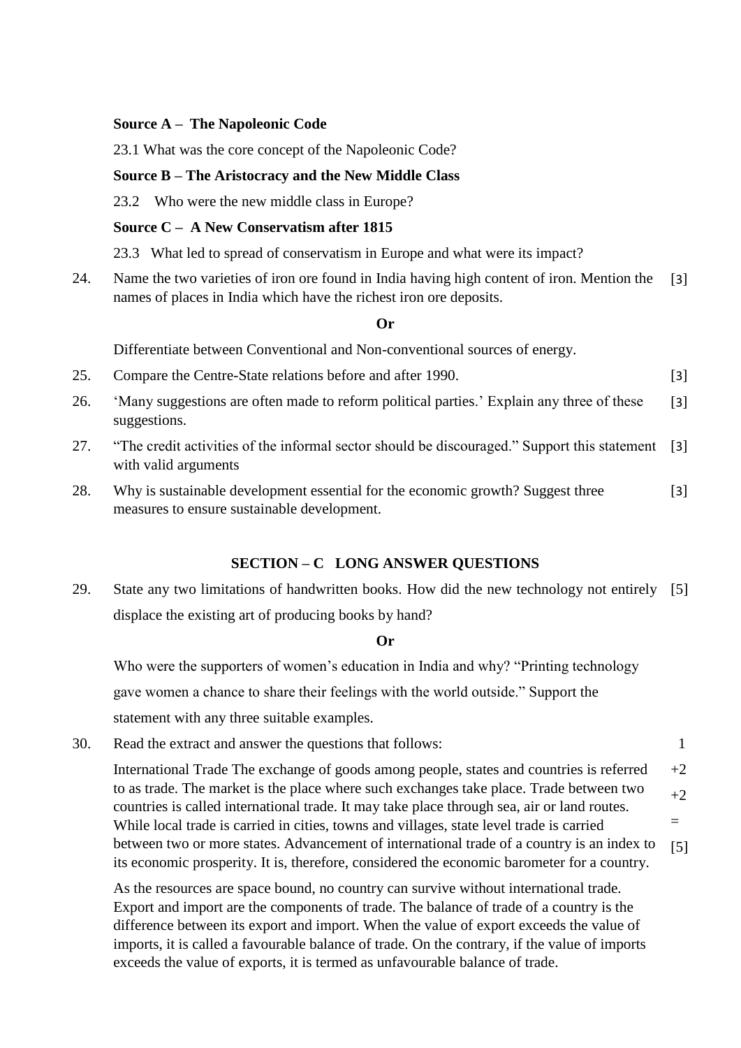**Source A – The Napoleonic Code**

23.1 What was the core concept of the Napoleonic Code?

**Source B – The Aristocracy and the New Middle Class**

23.2 Who were the new middle class in Europe?

**Source C – A New Conservatism after 1815**

23.3 What led to spread of conservatism in Europe and what were its impact?

24. Name the two varieties of iron ore found in India having high content of iron. Mention the names of places in India which have the richest iron ore deposits. [3]

**Or**

Differentiate between Conventional and Non-conventional sources of energy.

25. Compare the Centre-State relations before and after 1990. [3]

26. 'Many suggestions are often made to reform political parties.' Explain any three of these suggestions. [3]

27. "The credit activities of the informal sector should be discouraged." Support this statement with valid arguments [3]

28. Why is sustainable development essential for the economic growth? Suggest three measures to ensure sustainable development. [3]

## SECTION – C LONG ANSWER QUESTIONS

29. State any two limitations of handwritten books. How did the new technology not entirely displace the existing art of producing books by hand? [5]

**Or**

Who were the supporters of women's education in India and why? "Printing technology gave women a chance to share their feelings with the world outside." Support the statement with any three suitable examples.

30. Read the extract and answer the questions that follows: 1 +2 +2 = [5]

International Trade The exchange of goods among people, states and countries is referred to as trade. The market is the place where such exchanges take place. Trade between two countries is called international trade. It may take place through sea, air or land routes. While local trade is carried in cities, towns and villages, state level trade is carried between two or more states. Advancement of international trade of a country is an index to its economic prosperity. It is, therefore, considered the economic barometer for a country.

As the resources are space bound, no country can survive without international trade. Export and import are the components of trade. The balance of trade of a country is the difference between its export and import. When the value of export exceeds the value of imports, it is called a favourable balance of trade. On the contrary, if the value of imports exceeds the value of exports, it is termed as unfavourable balance of trade.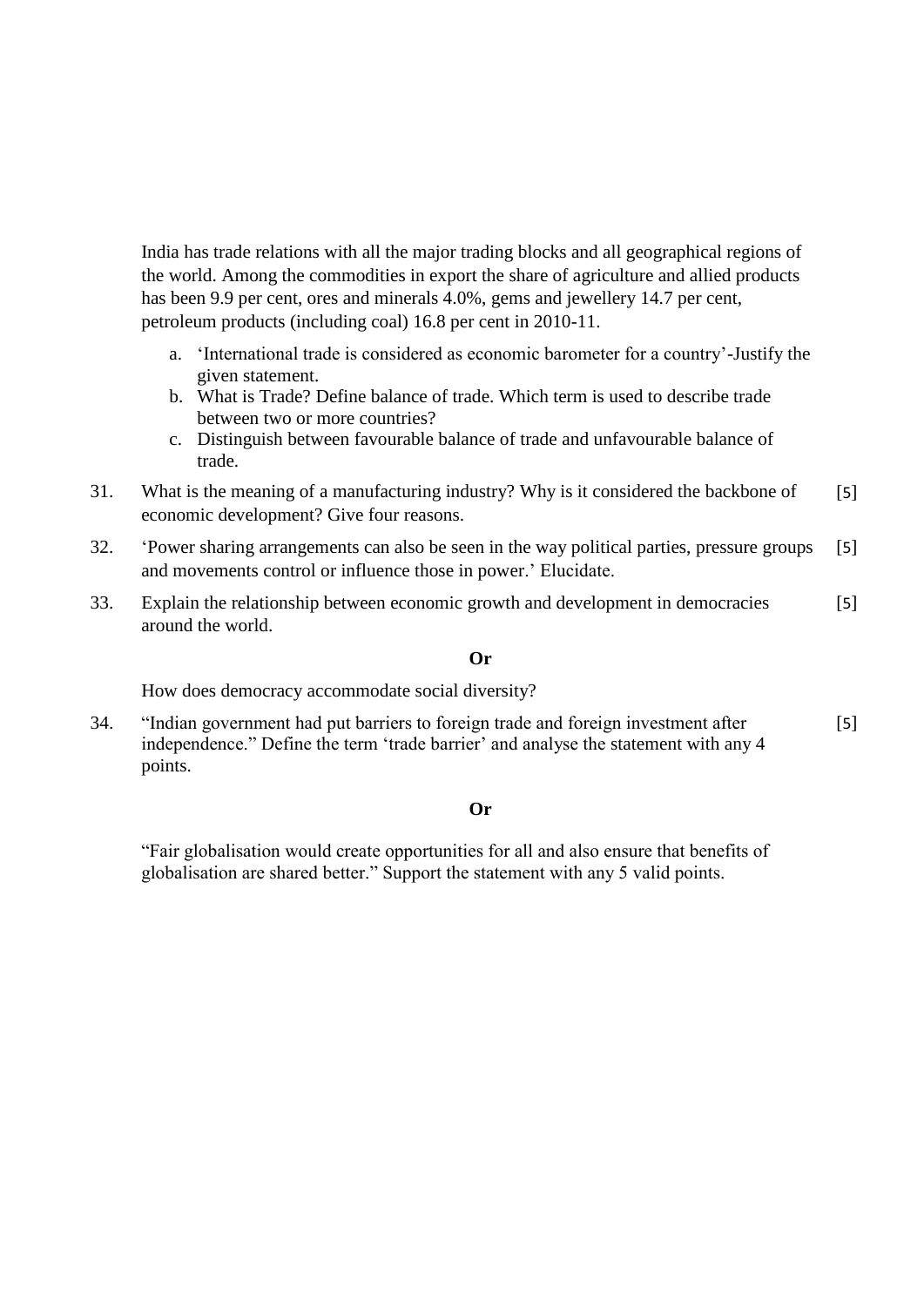India has trade relations with all the major trading blocks and all geographical regions of the world. Among the commodities in export the share of agriculture and allied products has been 9.9 per cent, ores and minerals 4.0%, gems and jewellery 14.7 per cent, petroleum products (including coal) 16.8 per cent in 2010-11.

a. 'International trade is considered as economic barometer for a country'-Justify the given statement.
b. What is Trade? Define balance of trade. Which term is used to describe trade between two or more countries?
c. Distinguish between favourable balance of trade and unfavourable balance of trade.

31. What is the meaning of a manufacturing industry? Why is it considered the backbone of economic development? Give four reasons. [5]

32. 'Power sharing arrangements can also be seen in the way political parties, pressure groups and movements control or influence those in power.' Elucidate. [5]

33. Explain the relationship between economic growth and development in democracies around the world. [5]

**Or**

How does democracy accommodate social diversity?

34. "Indian government had put barriers to foreign trade and foreign investment after independence." Define the term 'trade barrier' and analyse the statement with any 4 points. [5]

**Or**

"Fair globalisation would create opportunities for all and also ensure that benefits of globalisation are shared better." Support the statement with any 5 valid points.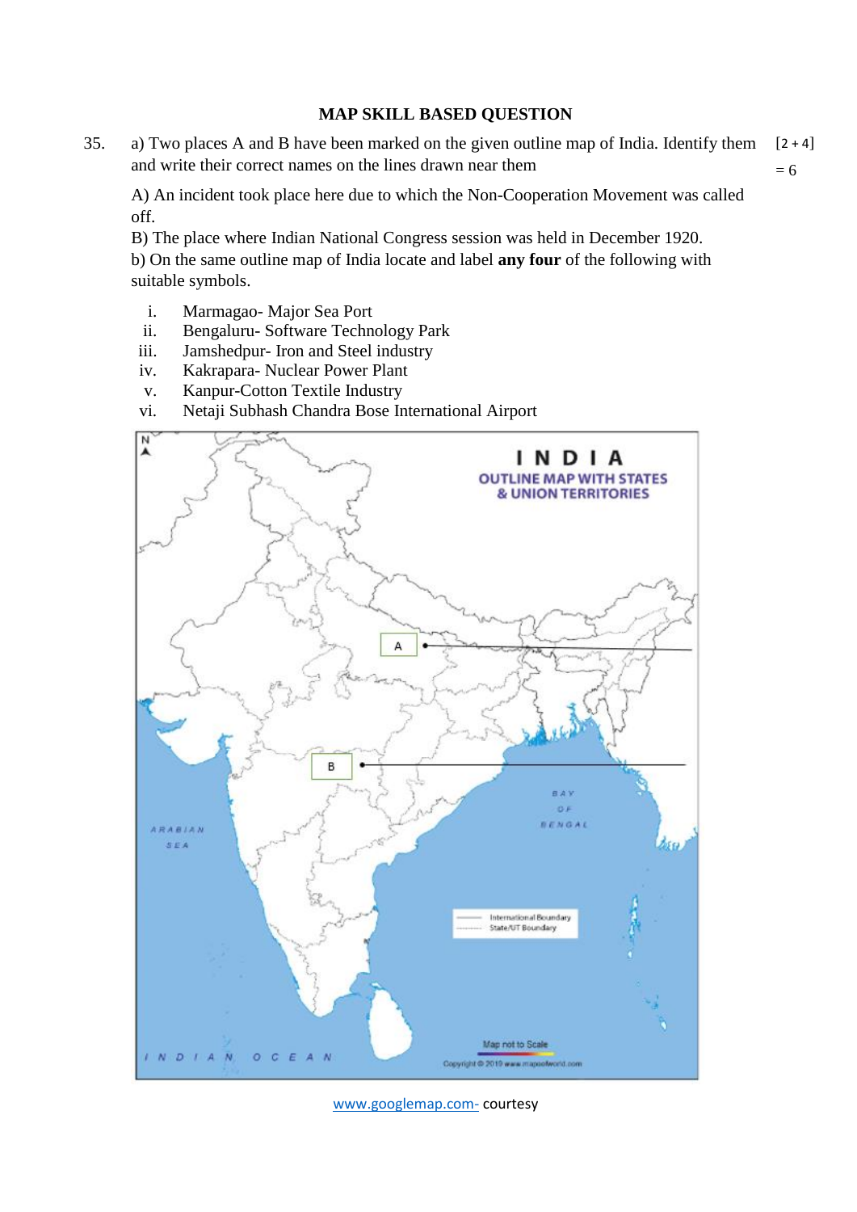## MAP SKILL BASED QUESTION

35. a) Two places A and B have been marked on the given outline map of India. Identify them and write their correct names on the lines drawn near them [2 + 4] = 6

A) An incident took place here due to which the Non-Cooperation Movement was called off.

B) The place where Indian National Congress session was held in December 1920.

b) On the same outline map of India locate and label **any four** of the following with suitable symbols.

i. Marmagao- Major Sea Port
ii. Bengaluru- Software Technology Park
iii. Jamshedpur- Iron and Steel industry
iv. Kakrapara- Nuclear Power Plant
v. Kanpur-Cotton Textile Industry
vi. Netaji Subhash Chandra Bose International Airport

www.googlemap.com- courtesy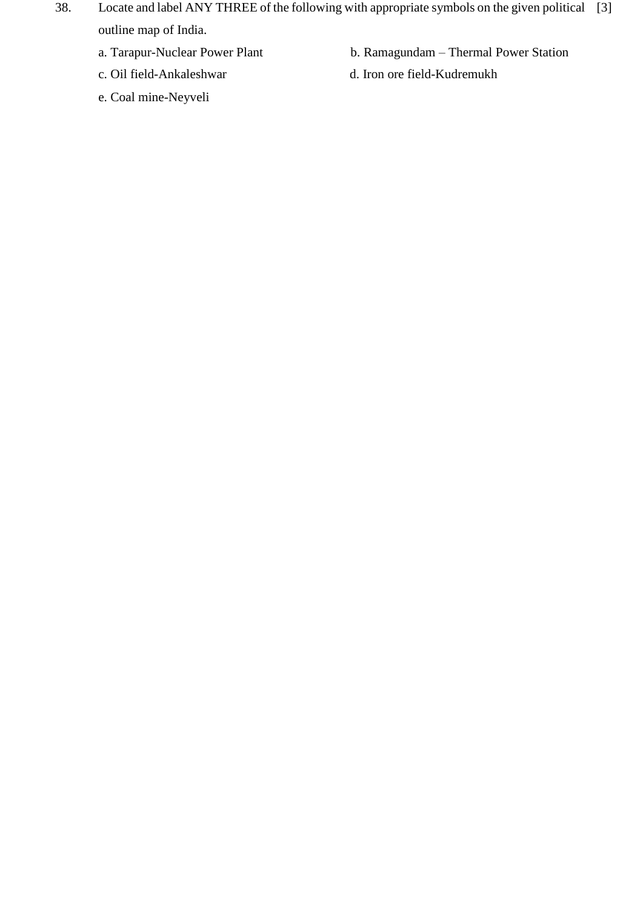38. Locate and label ANY THREE of the following with appropriate symbols on the given political outline map of India. [3]

a. Tarapur-Nuclear Power Plant

b. Ramagundam – Thermal Power Station

c. Oil field-Ankaleshwar

d. Iron ore field-Kudremukh

e. Coal mine-Neyveli